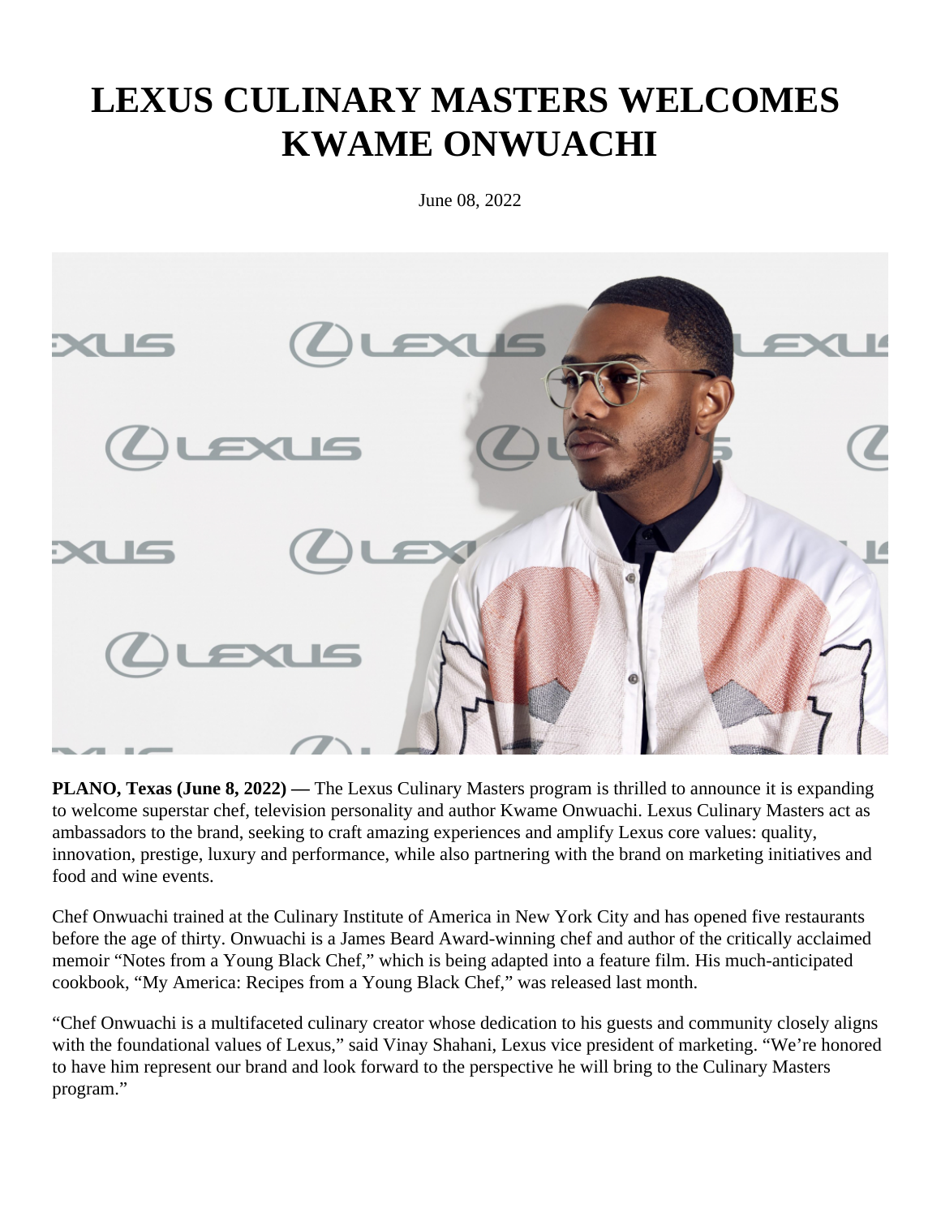# LEXUS CULINARY MASTERS WELCOMES KWAME ONWUACHI

June 08, 2022

**PLANO, Texas (June 8, 2022) —** The Lexus Culinary Masters program is thrilled to announce it is expanding to welcome superstar chef, television personality and author Kwame Onwuachi. Lexus Culinary Masters act as ambassadors to the brand, seeking to craft amazing experiences and amplify Lexus core values: quality, innovation, prestige, luxury and performance, while also partnering with the brand on marketing initiatives and food and wine events.

Chef Onwuachi trained at the Culinary Institute of America in New York City and has opened five restaurants before the age of thirty. Onwuachi is a James Beard Award-winning chef and author of the critically acclaimed memoir "Notes from a Young Black Chef," which is being adapted into a feature film. His much-anticipated cookbook, "My America: Recipes from a Young Black Chef," was released last month.

"Chef Onwuachi is a multifaceted culinary creator whose dedication to his guests and community closely aligns with the foundational values of Lexus," said Vinay Shahani, Lexus vice president of marketing. "We're honored to have him represent our brand and look forward to the perspective he will bring to the Culinary Masters program."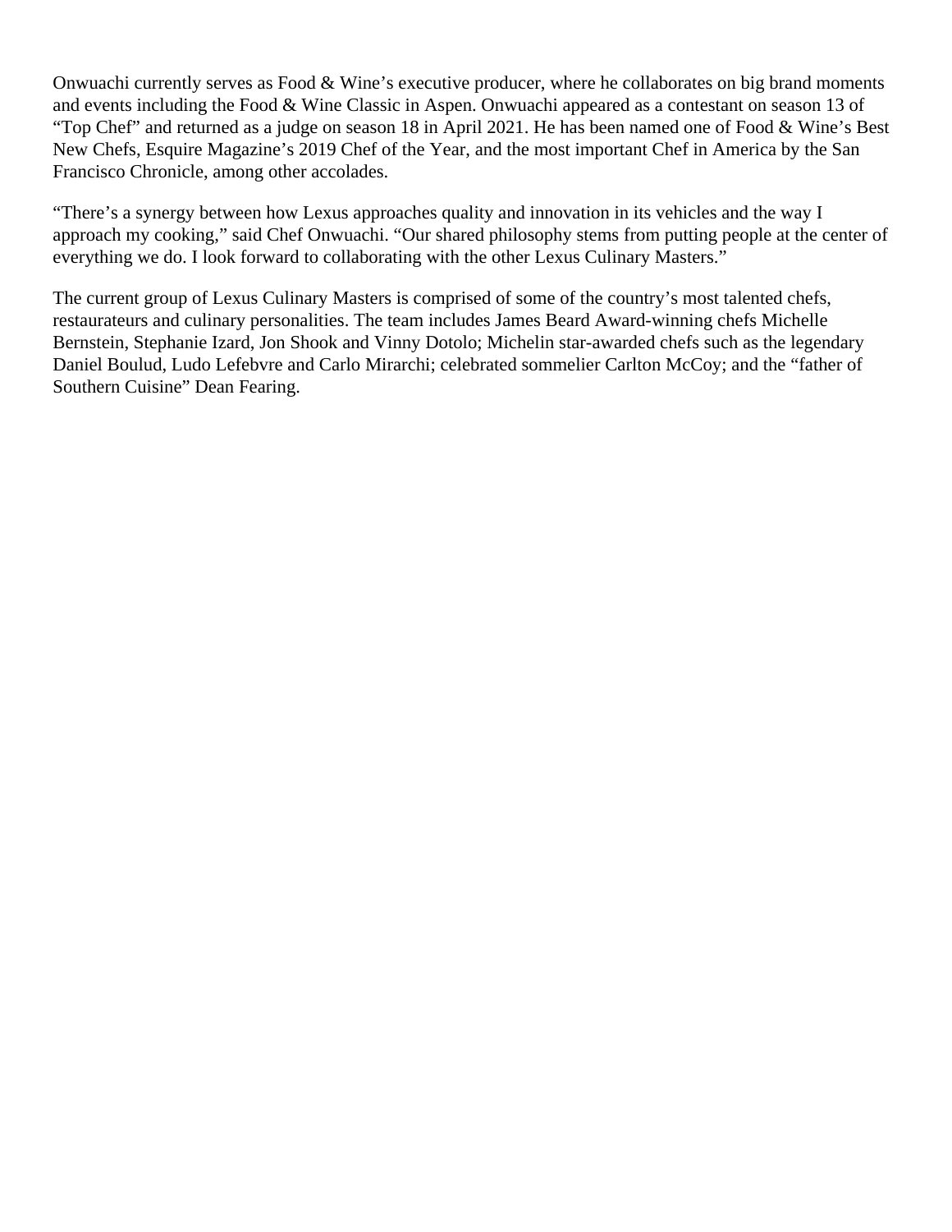Onwuachi currently serves as Food & Wine's executive producer, where he collaborates on big brand moments and events including the Food & Wine Classic in Aspen. Onwuachi appeared as a contestant on season 13 of "Top Chef" and returned as a judge on season 18 in April 2021. He has been named one of Food & Wine's Best New Chefs, Esquire Magazine's 2019 Chef of the Year, and the most important Chef in America by the San Francisco Chronicle, among other accolades.

"There's a synergy between how Lexus approaches quality and innovation in its vehicles and the way I approach my cooking," said Chef Onwuachi. "Our shared philosophy stems from putting people at the center of everything we do. I look forward to collaborating with the other Lexus Culinary Masters."

The current group of Lexus Culinary Masters is comprised of some of the country's most talented chefs, restaurateurs and culinary personalities. The team includes James Beard Award-winning chefs Michelle Bernstein, Stephanie Izard, Jon Shook and Vinny Dotolo; Michelin star-awarded chefs such as the legendary Daniel Boulud, Ludo Lefebvre and Carlo Mirarchi; celebrated sommelier Carlton McCoy; and the "father of Southern Cuisine" Dean Fearing.